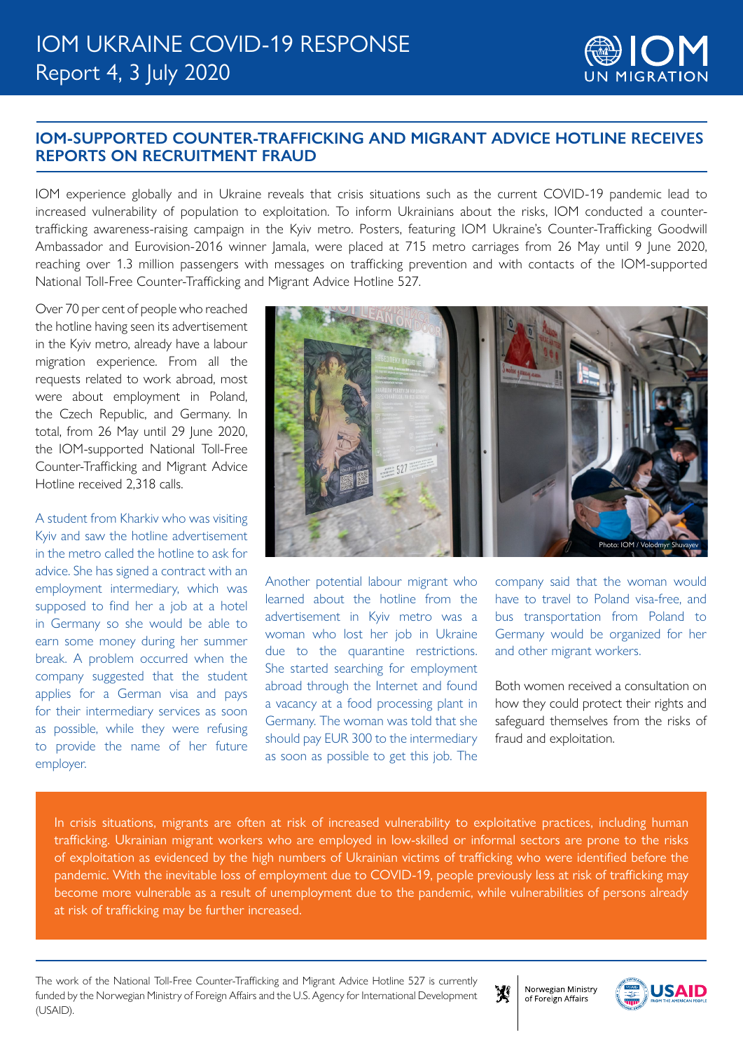# IOM UKRAINE COVID-19 RESPONSE

Report 4, 3 July 2020

## IOM-SUPPORTED COUNTER-TRAFFICKING AND MIGRANT ADVICE HOTLINE RECEIVES REPORTS ON RECRUITMENT FRAUD

IOM experience globally and in Ukraine reveals that crisis situations such as the current COVID-19 pandemic lead to increased vulnerability of population to exploitation. To inform Ukrainians about the risks, IOM conducted a counter-trafficking awareness-raising campaign in the Kyiv metro. Posters, featuring IOM Ukraine's Counter-Trafficking Goodwill Ambassador and Eurovision-2016 winner Jamala, were placed at 715 metro carriages from 26 May until 9 June 2020, reaching over 1.3 million passengers with messages on trafficking prevention and with contacts of the IOM-supported National Toll-Free Counter-Trafficking and Migrant Advice Hotline 527.

Over 70 per cent of people who reached the hotline having seen its advertisement in the Kyiv metro, already have a labour migration experience. From all the requests related to work abroad, most were about employment in Poland, the Czech Republic, and Germany. In total, from 26 May until 29 June 2020, the IOM-supported National Toll-Free Counter-Trafficking and Migrant Advice Hotline received 2,318 calls.

Photo: IOM / Volodymyr Shuvayev

A student from Kharkiv who was visiting Kyiv and saw the hotline advertisement in the metro called the hotline to ask for advice. She has signed a contract with an employment intermediary, which was supposed to find her a job at a hotel in Germany so she would be able to earn some money during her summer break. A problem occurred when the company suggested that the student applies for a German visa and pays for their intermediary services as soon as possible, while they were refusing to provide the name of her future employer.

Another potential labour migrant who learned about the hotline from the advertisement in Kyiv metro was a woman who lost her job in Ukraine due to the quarantine restrictions. She started searching for employment abroad through the Internet and found a vacancy at a food processing plant in Germany. The woman was told that she should pay EUR 300 to the intermediary as soon as possible to get this job. The company said that the woman would have to travel to Poland visa-free, and bus transportation from Poland to Germany would be organized for her and other migrant workers.

Both women received a consultation on how they could protect their rights and safeguard themselves from the risks of fraud and exploitation.

In crisis situations, migrants are often at risk of increased vulnerability to exploitative practices, including human trafficking. Ukrainian migrant workers who are employed in low-skilled or informal sectors are prone to the risks of exploitation as evidenced by the high numbers of Ukrainian victims of trafficking who were identified before the pandemic. With the inevitable loss of employment due to COVID-19, people previously less at risk of trafficking may become more vulnerable as a result of unemployment due to the pandemic, while vulnerabilities of persons already at risk of trafficking may be further increased.

The work of the National Toll-Free Counter-Trafficking and Migrant Advice Hotline 527 is currently funded by the Norwegian Ministry of Foreign Affairs and the U.S. Agency for International Development (USAID).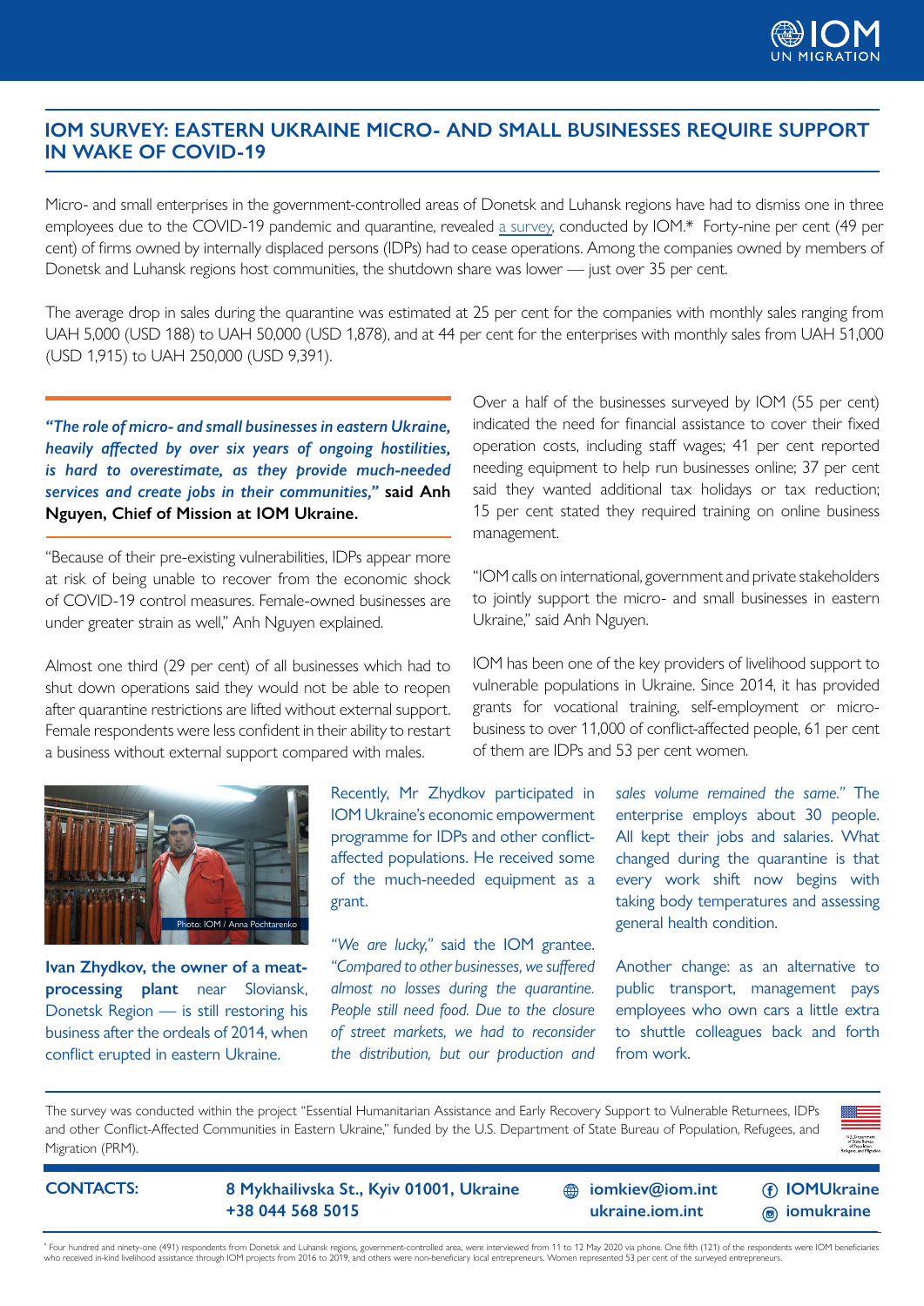# IOM SURVEY: EASTERN UKRAINE MICRO- AND SMALL BUSINESSES REQUIRE SUPPORT IN WAKE OF COVID-19

Micro- and small enterprises in the government-controlled areas of Donetsk and Luhansk regions have had to dismiss one in three employees due to the COVID-19 pandemic and quarantine, revealed a survey, conducted by IOM.* Forty-nine per cent (49 per cent) of firms owned by internally displaced persons (IDPs) had to cease operations. Among the companies owned by members of Donetsk and Luhansk regions host communities, the shutdown share was lower — just over 35 per cent.

The average drop in sales during the quarantine was estimated at 25 per cent for the companies with monthly sales ranging from UAH 5,000 (USD 188) to UAH 50,000 (USD 1,878), and at 44 per cent for the enterprises with monthly sales from UAH 51,000 (USD 1,915) to UAH 250,000 (USD 9,391).

***"The role of micro- and small businesses in eastern Ukraine, heavily affected by over six years of ongoing hostilities, is hard to overestimate, as they provide much-needed services and create jobs in their communities,"*** **said Anh Nguyen, Chief of Mission at IOM Ukraine.**

"Because of their pre-existing vulnerabilities, IDPs appear more at risk of being unable to recover from the economic shock of COVID-19 control measures. Female-owned businesses are under greater strain as well," Anh Nguyen explained.

Almost one third (29 per cent) of all businesses which had to shut down operations said they would not be able to reopen after quarantine restrictions are lifted without external support. Female respondents were less confident in their ability to restart a business without external support compared with males.

Over a half of the businesses surveyed by IOM (55 per cent) indicated the need for financial assistance to cover their fixed operation costs, including staff wages; 41 per cent reported needing equipment to help run businesses online; 37 per cent said they wanted additional tax holidays or tax reduction; 15 per cent stated they required training on online business management.

"IOM calls on international, government and private stakeholders to jointly support the micro- and small businesses in eastern Ukraine," said Anh Nguyen.

IOM has been one of the key providers of livelihood support to vulnerable populations in Ukraine. Since 2014, it has provided grants for vocational training, self-employment or micro-business to over 11,000 of conflict-affected people, 61 per cent of them are IDPs and 53 per cent women.

Photo: IOM / Anna Pochtarenko

**Ivan Zhydkov, the owner of a meat-processing plant** near Sloviansk, Donetsk Region — is still restoring his business after the ordeals of 2014, when conflict erupted in eastern Ukraine.

Recently, Mr Zhydkov participated in IOM Ukraine's economic empowerment programme for IDPs and other conflict-affected populations. He received some of the much-needed equipment as a grant.

*"We are lucky,"* said the IOM grantee. *"Compared to other businesses, we suffered almost no losses during the quarantine. People still need food. Due to the closure of street markets, we had to reconsider the distribution, but our production and sales volume remained the same."* The enterprise employs about 30 people. All kept their jobs and salaries. What changed during the quarantine is that every work shift now begins with taking body temperatures and assessing general health condition.

Another change: as an alternative to public transport, management pays employees who own cars a little extra to shuttle colleagues back and forth from work.

The survey was conducted within the project "Essential Humanitarian Assistance and Early Recovery Support to Vulnerable Returnees, IDPs and other Conflict-Affected Communities in Eastern Ukraine," funded by the U.S. Department of State Bureau of Population, Refugees, and Migration (PRM).

**CONTACTS:**

**8 Mykhailivska St., Kyiv 01001, Ukraine**
**+38 044 568 5015**

**iomkiev@iom.int**
**ukraine.iom.int**

**IOMUkraine**
**iomukraine**

* Four hundred and ninety-one (491) respondents from Donetsk and Luhansk regions, government-controlled area, were interviewed from 11 to 12 May 2020 via phone. One fifth (121) of the respondents were IOM beneficiaries who received in-kind livelihood assistance through IOM projects from 2016 to 2019, and others were non-beneficiary local entrepreneurs. Women represented 53 per cent of the surveyed entrepreneurs.